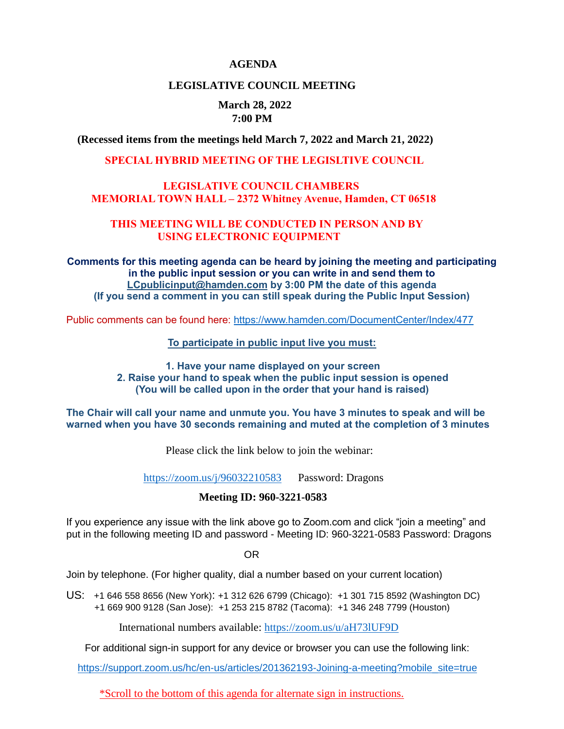# AGENDA

## LEGISLATIVE COUNCIL MEETING

**March 28, 2022**
**7:00 PM**

**(Recessed items from the meetings held March 7, 2022 and March 21, 2022)**

**SPECIAL HYBRID MEETING OF THE LEGISLTIVE COUNCIL**

**LEGISLATIVE COUNCIL CHAMBERS**
**MEMORIAL TOWN HALL – 2372 Whitney Avenue, Hamden, CT 06518**

**THIS MEETING WILL BE CONDUCTED IN PERSON AND BY USING ELECTRONIC EQUIPMENT**

**Comments for this meeting agenda can be heard by joining the meeting and participating in the public input session or you can write in and send them to LCpublicinput@hamden.com by 3:00 PM the date of this agenda**
**(If you send a comment in you can still speak during the Public Input Session)**

Public comments can be found here: https://www.hamden.com/DocumentCenter/Index/477

**To participate in public input live you must:**

**1. Have your name displayed on your screen**
**2. Raise your hand to speak when the public input session is opened**
**(You will be called upon in the order that your hand is raised)**

**The Chair will call your name and unmute you. You have 3 minutes to speak and will be warned when you have 30 seconds remaining and muted at the completion of 3 minutes**

Please click the link below to join the webinar:

https://zoom.us/j/96032210583 Password: Dragons

**Meeting ID: 960-3221-0583**

If you experience any issue with the link above go to Zoom.com and click "join a meeting" and put in the following meeting ID and password - Meeting ID: 960-3221-0583 Password: Dragons

OR

Join by telephone. (For higher quality, dial a number based on your current location)

US: +1 646 558 8656 (New York): +1 312 626 6799 (Chicago): +1 301 715 8592 (Washington DC)
+1 669 900 9128 (San Jose): +1 253 215 8782 (Tacoma): +1 346 248 7799 (Houston)

International numbers available: https://zoom.us/u/aH73lUF9D

For additional sign-in support for any device or browser you can use the following link:

https://support.zoom.us/hc/en-us/articles/201362193-Joining-a-meeting?mobile_site=true

*Scroll to the bottom of this agenda for alternate sign in instructions.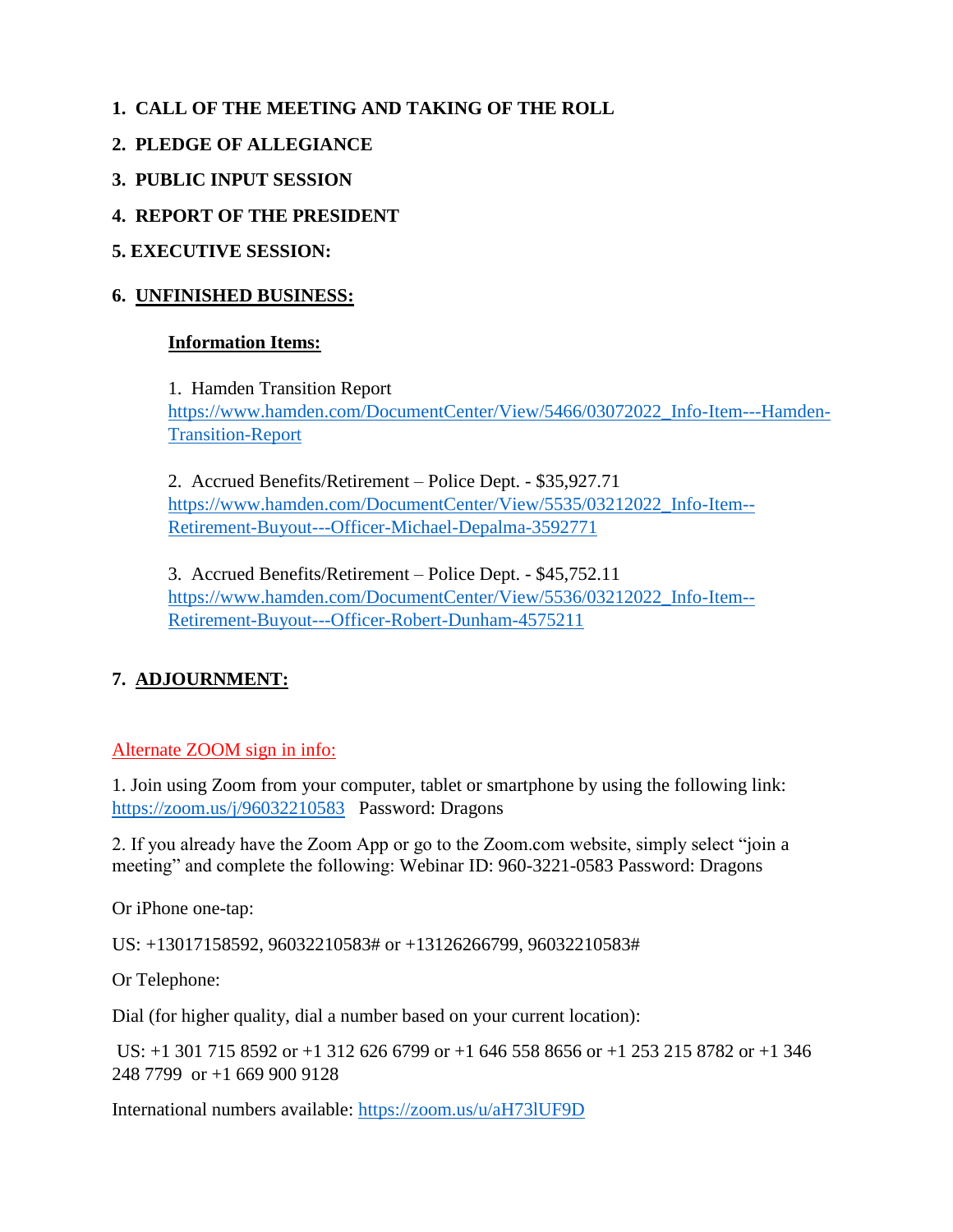1. **CALL OF THE MEETING AND TAKING OF THE ROLL**
2. **PLEDGE OF ALLEGIANCE**
3. **PUBLIC INPUT SESSION**
4. **REPORT OF THE PRESIDENT**
5. **EXECUTIVE SESSION:**
6. **UNFINISHED BUSINESS:**

**Information Items:**

1. Hamden Transition Report
https://www.hamden.com/DocumentCenter/View/5466/03072022_Info-Item---Hamden-Transition-Report

2. Accrued Benefits/Retirement – Police Dept. - $35,927.71
https://www.hamden.com/DocumentCenter/View/5535/03212022_Info-Item--Retirement-Buyout---Officer-Michael-Depalma-3592771

3. Accrued Benefits/Retirement – Police Dept. - $45,752.11
https://www.hamden.com/DocumentCenter/View/5536/03212022_Info-Item--Retirement-Buyout---Officer-Robert-Dunham-4575211

7. **ADJOURNMENT:**

Alternate ZOOM sign in info:

1. Join using Zoom from your computer, tablet or smartphone by using the following link: https://zoom.us/j/96032210583 Password: Dragons

2. If you already have the Zoom App or go to the Zoom.com website, simply select "join a meeting" and complete the following: Webinar ID: 960-3221-0583 Password: Dragons

Or iPhone one-tap:

US: +13017158592, 96032210583# or +13126266799, 96032210583#

Or Telephone:

Dial (for higher quality, dial a number based on your current location):

US: +1 301 715 8592 or +1 312 626 6799 or +1 646 558 8656 or +1 253 215 8782 or +1 346 248 7799 or +1 669 900 9128

International numbers available: https://zoom.us/u/aH73lUF9D